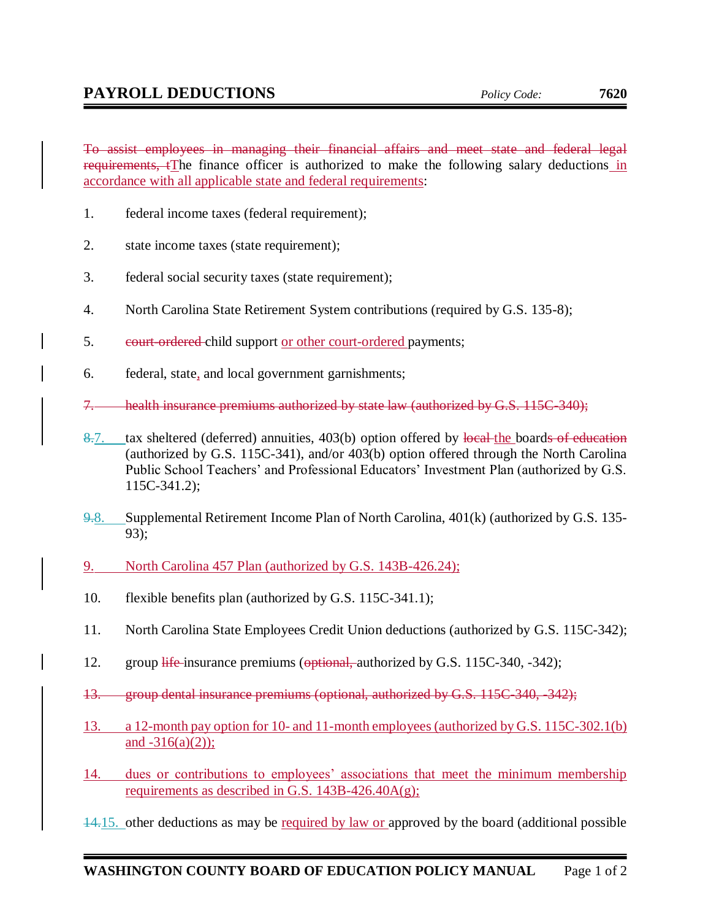# PAYROLL DEDUCTIONS

*Policy Code:* **7620**

~~To assist employees in managing their financial affairs and meet state and federal legal requirements, t~~The finance officer is authorized to make the following salary deductions in accordance with all applicable state and federal requirements:

1. federal income taxes (federal requirement);

2. state income taxes (state requirement);

3. federal social security taxes (state requirement);

4. North Carolina State Retirement System contributions (required by G.S. 135-8);

5. ~~court-ordered~~ child support or other court-ordered payments;

6. federal, state, and local government garnishments;

~~7. health insurance premiums authorized by state law (authorized by G.S. 115C-340);~~

~~8.~~7. tax sheltered (deferred) annuities, 403(b) option offered by ~~local~~ the board~~s of education~~ (authorized by G.S. 115C-341), and/or 403(b) option offered through the North Carolina Public School Teachers' and Professional Educators' Investment Plan (authorized by G.S. 115C-341.2);

~~9.~~8. Supplemental Retirement Income Plan of North Carolina, 401(k) (authorized by G.S. 135-93);

9. North Carolina 457 Plan (authorized by G.S. 143B-426.24);

10. flexible benefits plan (authorized by G.S. 115C-341.1);

11. North Carolina State Employees Credit Union deductions (authorized by G.S. 115C-342);

12. group ~~life~~ insurance premiums (~~optional,~~ authorized by G.S. 115C-340, -342);

~~13. group dental insurance premiums (optional, authorized by G.S. 115C-340, -342);~~

13. a 12-month pay option for 10- and 11-month employees (authorized by G.S. 115C-302.1(b) and -316(a)(2));

14. dues or contributions to employees' associations that meet the minimum membership requirements as described in G.S. 143B-426.40A(g);

~~14.~~15. other deductions as may be required by law or approved by the board (additional possible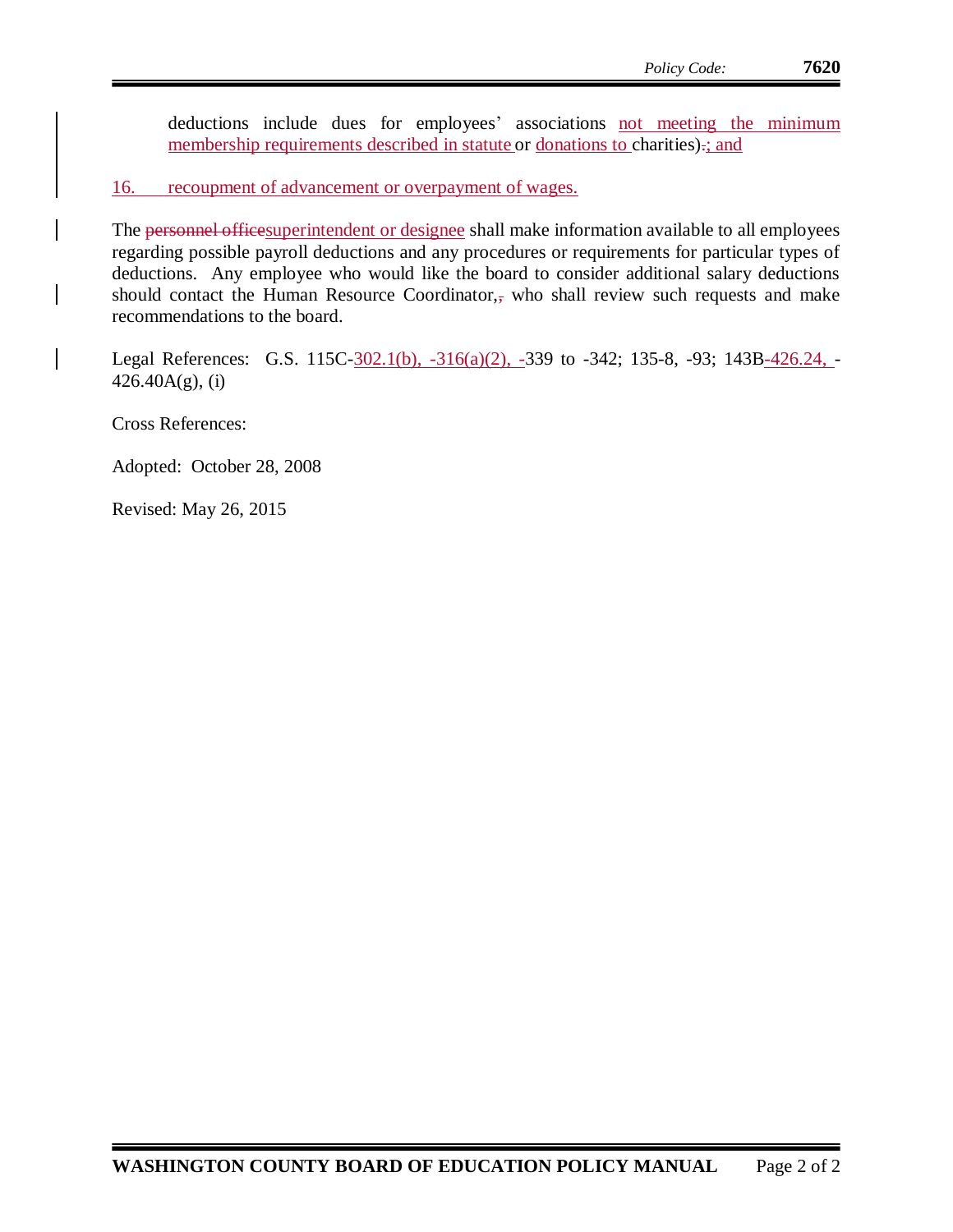deductions include dues for employees' associations not meeting the minimum membership requirements described in statute or donations to charities)~~.~~; and

16. recoupment of advancement or overpayment of wages.

The ~~personnel office~~superintendent or designee shall make information available to all employees regarding possible payroll deductions and any procedures or requirements for particular types of deductions. Any employee who would like the board to consider additional salary deductions should contact the Human Resource Coordinator,~~,~~ who shall review such requests and make recommendations to the board.

Legal References: G.S. 115C-302.1(b), -316(a)(2), -339 to -342; 135-8, -93; 143B-426.24, -426.40A(g), (i)

Cross References:

Adopted: October 28, 2008

Revised: May 26, 2015